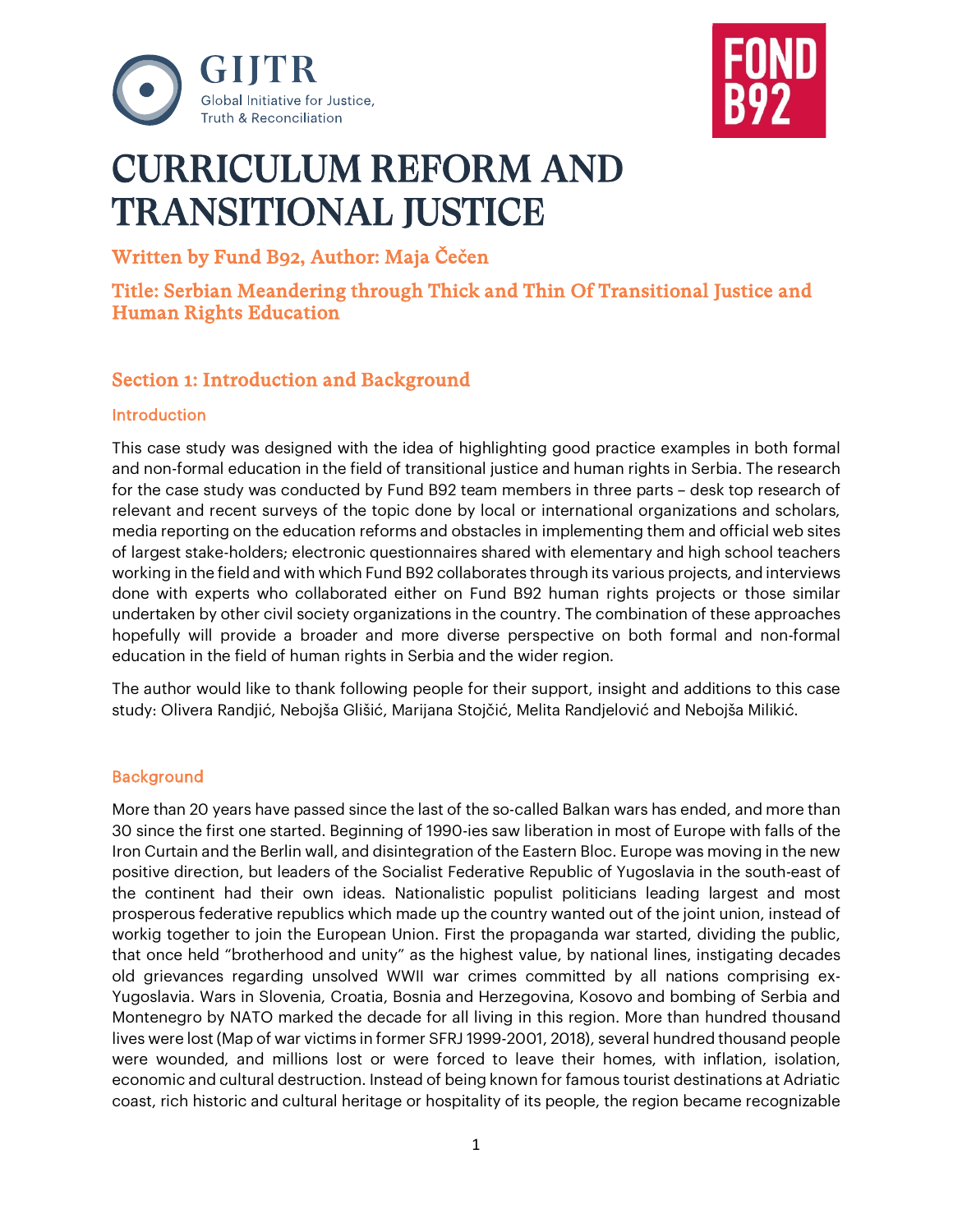GIJTR
Global Initiative for Justice, Truth & Reconciliation

FOND B92

# CURRICULUM REFORM AND TRANSITIONAL JUSTICE

## Written by Fund B92, Author: Maja Čečen

## Title: Serbian Meandering through Thick and Thin Of Transitional Justice and Human Rights Education

## Section 1: Introduction and Background

### Introduction

This case study was designed with the idea of highlighting good practice examples in both formal and non-formal education in the field of transitional justice and human rights in Serbia. The research for the case study was conducted by Fund B92 team members in three parts – desk top research of relevant and recent surveys of the topic done by local or international organizations and scholars, media reporting on the education reforms and obstacles in implementing them and official web sites of largest stake-holders; electronic questionnaires shared with elementary and high school teachers working in the field and with which Fund B92 collaborates through its various projects, and interviews done with experts who collaborated either on Fund B92 human rights projects or those similar undertaken by other civil society organizations in the country. The combination of these approaches hopefully will provide a broader and more diverse perspective on both formal and non-formal education in the field of human rights in Serbia and the wider region.

The author would like to thank following people for their support, insight and additions to this case study: Olivera Randjić, Nebojša Glišić, Marijana Stojčić, Melita Randjelović and Nebojša Milikić.

### Background

More than 20 years have passed since the last of the so-called Balkan wars has ended, and more than 30 since the first one started. Beginning of 1990-ies saw liberation in most of Europe with falls of the Iron Curtain and the Berlin wall, and disintegration of the Eastern Bloc. Europe was moving in the new positive direction, but leaders of the Socialist Federative Republic of Yugoslavia in the south-east of the continent had their own ideas. Nationalistic populist politicians leading largest and most prosperous federative republics which made up the country wanted out of the joint union, instead of workig together to join the European Union. First the propaganda war started, dividing the public, that once held "brotherhood and unity" as the highest value, by national lines, instigating decades old grievances regarding unsolved WWII war crimes committed by all nations comprising ex-Yugoslavia. Wars in Slovenia, Croatia, Bosnia and Herzegovina, Kosovo and bombing of Serbia and Montenegro by NATO marked the decade for all living in this region. More than hundred thousand lives were lost (Map of war victims in former SFRJ 1999-2001, 2018), several hundred thousand people were wounded, and millions lost or were forced to leave their homes, with inflation, isolation, economic and cultural destruction. Instead of being known for famous tourist destinations at Adriatic coast, rich historic and cultural heritage or hospitality of its people, the region became recognizable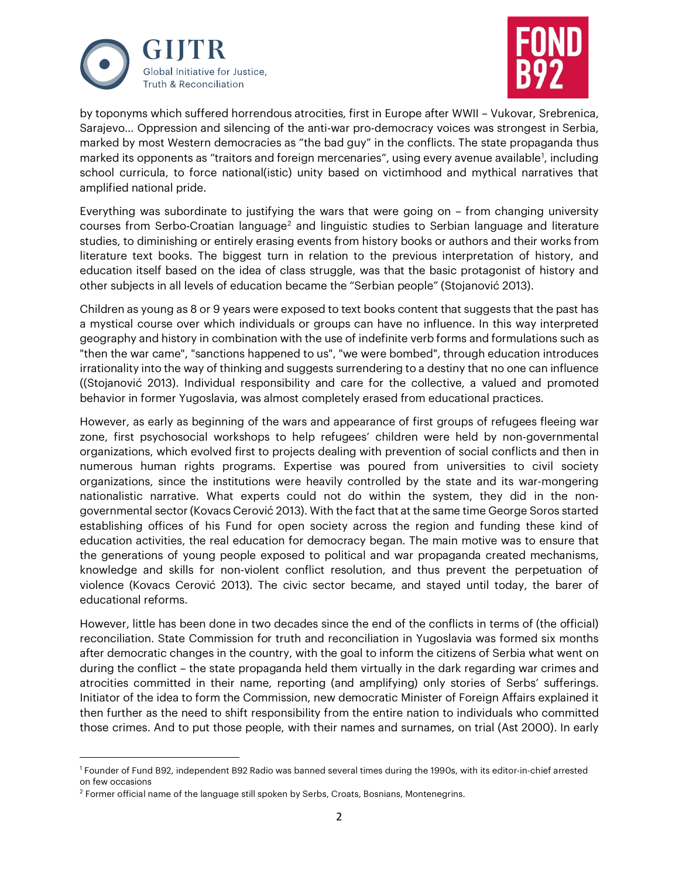by toponyms which suffered horrendous atrocities, first in Europe after WWII – Vukovar, Srebrenica, Sarajevo... Oppression and silencing of the anti-war pro-democracy voices was strongest in Serbia, marked by most Western democracies as "the bad guy" in the conflicts. The state propaganda thus marked its opponents as "traitors and foreign mercenaries", using every avenue available[1], including school curricula, to force national(istic) unity based on victimhood and mythical narratives that amplified national pride.

Everything was subordinate to justifying the wars that were going on – from changing university courses from Serbo-Croatian language[2] and linguistic studies to Serbian language and literature studies, to diminishing or entirely erasing events from history books or authors and their works from literature text books. The biggest turn in relation to the previous interpretation of history, and education itself based on the idea of class struggle, was that the basic protagonist of history and other subjects in all levels of education became the "Serbian people" (Stojanović 2013).

Children as young as 8 or 9 years were exposed to text books content that suggests that the past has a mystical course over which individuals or groups can have no influence. In this way interpreted geography and history in combination with the use of indefinite verb forms and formulations such as "then the war came", "sanctions happened to us", "we were bombed", through education introduces irrationality into the way of thinking and suggests surrendering to a destiny that no one can influence ((Stojanović 2013). Individual responsibility and care for the collective, a valued and promoted behavior in former Yugoslavia, was almost completely erased from educational practices.

However, as early as beginning of the wars and appearance of first groups of refugees fleeing war zone, first psychosocial workshops to help refugees' children were held by non-governmental organizations, which evolved first to projects dealing with prevention of social conflicts and then in numerous human rights programs. Expertise was poured from universities to civil society organizations, since the institutions were heavily controlled by the state and its war-mongering nationalistic narrative. What experts could not do within the system, they did in the non-governmental sector (Kovacs Cerović 2013). With the fact that at the same time George Soros started establishing offices of his Fund for open society across the region and funding these kind of education activities, the real education for democracy began. The main motive was to ensure that the generations of young people exposed to political and war propaganda created mechanisms, knowledge and skills for non-violent conflict resolution, and thus prevent the perpetuation of violence (Kovacs Cerović 2013). The civic sector became, and stayed until today, the barer of educational reforms.

However, little has been done in two decades since the end of the conflicts in terms of (the official) reconciliation. State Commission for truth and reconciliation in Yugoslavia was formed six months after democratic changes in the country, with the goal to inform the citizens of Serbia what went on during the conflict – the state propaganda held them virtually in the dark regarding war crimes and atrocities committed in their name, reporting (and amplifying) only stories of Serbs' sufferings. Initiator of the idea to form the Commission, new democratic Minister of Foreign Affairs explained it then further as the need to shift responsibility from the entire nation to individuals who committed those crimes. And to put those people, with their names and surnames, on trial (Ast 2000). In early

---

[1] Founder of Fund B92, independent B92 Radio was banned several times during the 1990s, with its editor-in-chief arrested on few occasions

[2] Former official name of the language still spoken by Serbs, Croats, Bosnians, Montenegrins.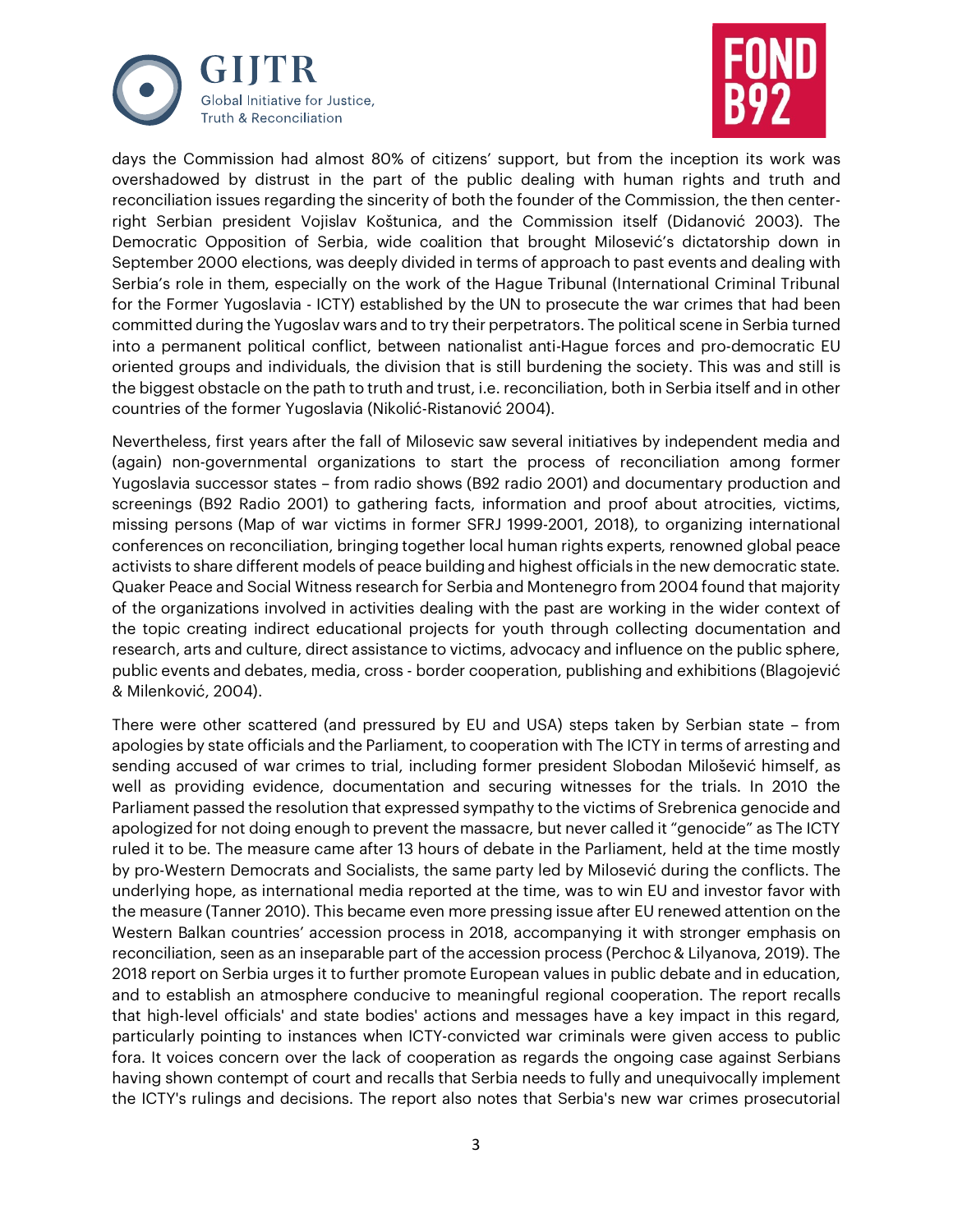days the Commission had almost 80% of citizens' support, but from the inception its work was overshadowed by distrust in the part of the public dealing with human rights and truth and reconciliation issues regarding the sincerity of both the founder of the Commission, the then center-right Serbian president Vojislav Koštunica, and the Commission itself (Didanović 2003). The Democratic Opposition of Serbia, wide coalition that brought Milosević's dictatorship down in September 2000 elections, was deeply divided in terms of approach to past events and dealing with Serbia's role in them, especially on the work of the Hague Tribunal (International Criminal Tribunal for the Former Yugoslavia - ICTY) established by the UN to prosecute the war crimes that had been committed during the Yugoslav wars and to try their perpetrators. The political scene in Serbia turned into a permanent political conflict, between nationalist anti-Hague forces and pro-democratic EU oriented groups and individuals, the division that is still burdening the society. This was and still is the biggest obstacle on the path to truth and trust, i.e. reconciliation, both in Serbia itself and in other countries of the former Yugoslavia (Nikolić-Ristanović 2004).

Nevertheless, first years after the fall of Milosevic saw several initiatives by independent media and (again) non-governmental organizations to start the process of reconciliation among former Yugoslavia successor states – from radio shows (B92 radio 2001) and documentary production and screenings (B92 Radio 2001) to gathering facts, information and proof about atrocities, victims, missing persons (Map of war victims in former SFRJ 1999-2001, 2018), to organizing international conferences on reconciliation, bringing together local human rights experts, renowned global peace activists to share different models of peace building and highest officials in the new democratic state. Quaker Peace and Social Witness research for Serbia and Montenegro from 2004 found that majority of the organizations involved in activities dealing with the past are working in the wider context of the topic creating indirect educational projects for youth through collecting documentation and research, arts and culture, direct assistance to victims, advocacy and influence on the public sphere, public events and debates, media, cross - border cooperation, publishing and exhibitions (Blagojević & Milenković, 2004).

There were other scattered (and pressured by EU and USA) steps taken by Serbian state – from apologies by state officials and the Parliament, to cooperation with The ICTY in terms of arresting and sending accused of war crimes to trial, including former president Slobodan Milošević himself, as well as providing evidence, documentation and securing witnesses for the trials. In 2010 the Parliament passed the resolution that expressed sympathy to the victims of Srebrenica genocide and apologized for not doing enough to prevent the massacre, but never called it "genocide" as The ICTY ruled it to be. The measure came after 13 hours of debate in the Parliament, held at the time mostly by pro-Western Democrats and Socialists, the same party led by Milosević during the conflicts. The underlying hope, as international media reported at the time, was to win EU and investor favor with the measure (Tanner 2010). This became even more pressing issue after EU renewed attention on the Western Balkan countries' accession process in 2018, accompanying it with stronger emphasis on reconciliation, seen as an inseparable part of the accession process (Perchoc & Lilyanova, 2019). The 2018 report on Serbia urges it to further promote European values in public debate and in education, and to establish an atmosphere conducive to meaningful regional cooperation. The report recalls that high-level officials' and state bodies' actions and messages have a key impact in this regard, particularly pointing to instances when ICTY-convicted war criminals were given access to public fora. It voices concern over the lack of cooperation as regards the ongoing case against Serbians having shown contempt of court and recalls that Serbia needs to fully and unequivocally implement the ICTY's rulings and decisions. The report also notes that Serbia's new war crimes prosecutorial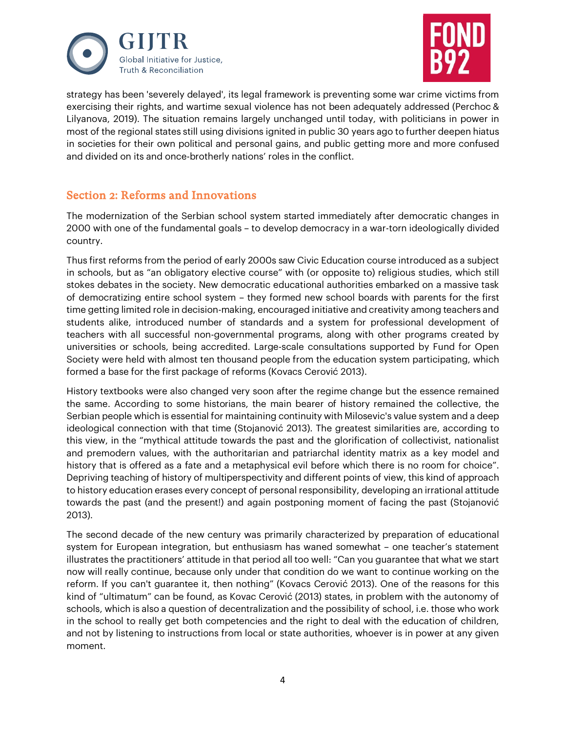strategy has been 'severely delayed', its legal framework is preventing some war crime victims from exercising their rights, and wartime sexual violence has not been adequately addressed (Perchoc & Lilyanova, 2019). The situation remains largely unchanged until today, with politicians in power in most of the regional states still using divisions ignited in public 30 years ago to further deepen hiatus in societies for their own political and personal gains, and public getting more and more confused and divided on its and once-brotherly nations' roles in the conflict.

## Section 2: Reforms and Innovations

The modernization of the Serbian school system started immediately after democratic changes in 2000 with one of the fundamental goals – to develop democracy in a war-torn ideologically divided country.

Thus first reforms from the period of early 2000s saw Civic Education course introduced as a subject in schools, but as "an obligatory elective course" with (or opposite to) religious studies, which still stokes debates in the society. New democratic educational authorities embarked on a massive task of democratizing entire school system – they formed new school boards with parents for the first time getting limited role in decision-making, encouraged initiative and creativity among teachers and students alike, introduced number of standards and a system for professional development of teachers with all successful non-governmental programs, along with other programs created by universities or schools, being accredited. Large-scale consultations supported by Fund for Open Society were held with almost ten thousand people from the education system participating, which formed a base for the first package of reforms (Kovacs Cerović 2013).

History textbooks were also changed very soon after the regime change but the essence remained the same. According to some historians, the main bearer of history remained the collective, the Serbian people which is essential for maintaining continuity with Milosevic's value system and a deep ideological connection with that time (Stojanović 2013). The greatest similarities are, according to this view, in the "mythical attitude towards the past and the glorification of collectivist, nationalist and premodern values, with the authoritarian and patriarchal identity matrix as a key model and history that is offered as a fate and a metaphysical evil before which there is no room for choice". Depriving teaching of history of multiperspectivity and different points of view, this kind of approach to history education erases every concept of personal responsibility, developing an irrational attitude towards the past (and the present!) and again postponing moment of facing the past (Stojanović 2013).

The second decade of the new century was primarily characterized by preparation of educational system for European integration, but enthusiasm has waned somewhat – one teacher's statement illustrates the practitioners' attitude in that period all too well: "Can you guarantee that what we start now will really continue, because only under that condition do we want to continue working on the reform. If you can't guarantee it, then nothing" (Kovacs Cerović 2013). One of the reasons for this kind of "ultimatum" can be found, as Kovac Cerović (2013) states, in problem with the autonomy of schools, which is also a question of decentralization and the possibility of school, i.e. those who work in the school to really get both competencies and the right to deal with the education of children, and not by listening to instructions from local or state authorities, whoever is in power at any given moment.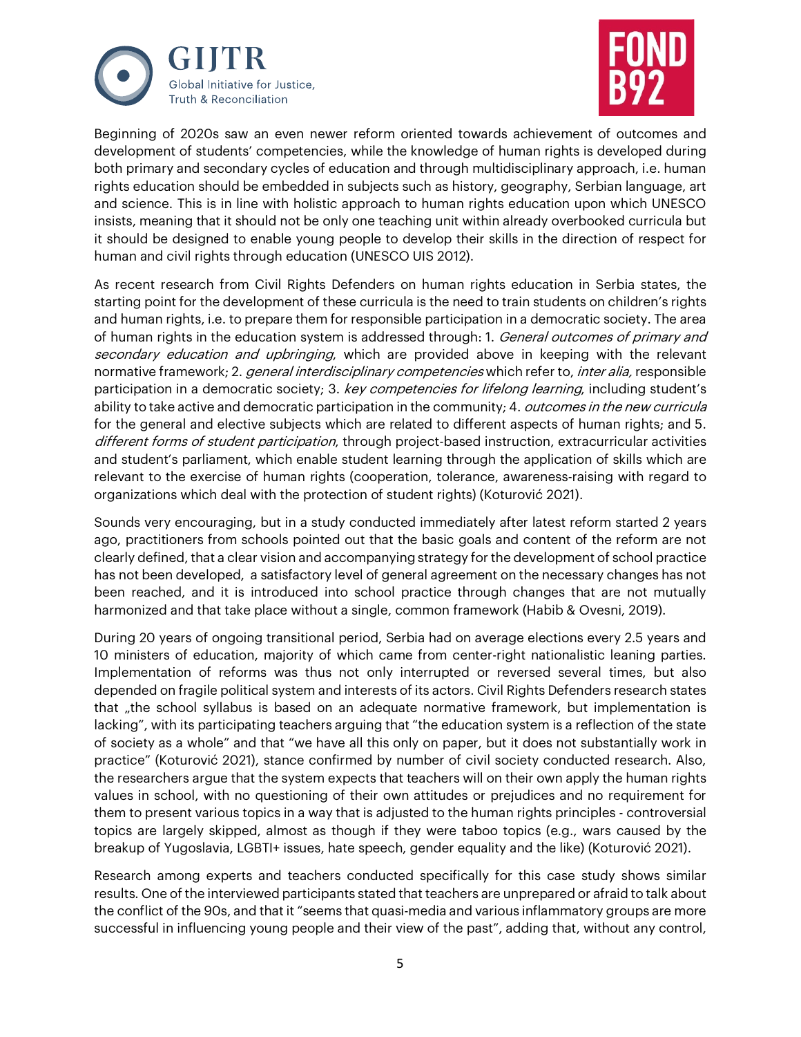Beginning of 2020s saw an even newer reform oriented towards achievement of outcomes and development of students' competencies, while the knowledge of human rights is developed during both primary and secondary cycles of education and through multidisciplinary approach, i.e. human rights education should be embedded in subjects such as history, geography, Serbian language, art and science. This is in line with holistic approach to human rights education upon which UNESCO insists, meaning that it should not be only one teaching unit within already overbooked curricula but it should be designed to enable young people to develop their skills in the direction of respect for human and civil rights through education (UNESCO UIS 2012).

As recent research from Civil Rights Defenders on human rights education in Serbia states, the starting point for the development of these curricula is the need to train students on children's rights and human rights, i.e. to prepare them for responsible participation in a democratic society. The area of human rights in the education system is addressed through: 1. *General outcomes of primary and secondary education and upbringing*, which are provided above in keeping with the relevant normative framework; 2. *general interdisciplinary competencies* which refer to, *inter alia,* responsible participation in a democratic society; 3. *key competencies for lifelong learning*, including student's ability to take active and democratic participation in the community; 4. *outcomes in the new curricula* for the general and elective subjects which are related to different aspects of human rights; and 5. *different forms of student participation*, through project-based instruction, extracurricular activities and student's parliament, which enable student learning through the application of skills which are relevant to the exercise of human rights (cooperation, tolerance, awareness-raising with regard to organizations which deal with the protection of student rights) (Koturović 2021).

Sounds very encouraging, but in a study conducted immediately after latest reform started 2 years ago, practitioners from schools pointed out that the basic goals and content of the reform are not clearly defined, that a clear vision and accompanying strategy for the development of school practice has not been developed, a satisfactory level of general agreement on the necessary changes has not been reached, and it is introduced into school practice through changes that are not mutually harmonized and that take place without a single, common framework (Habib & Ovesni, 2019).

During 20 years of ongoing transitional period, Serbia had on average elections every 2.5 years and 10 ministers of education, majority of which came from center-right nationalistic leaning parties. Implementation of reforms was thus not only interrupted or reversed several times, but also depended on fragile political system and interests of its actors. Civil Rights Defenders research states that „the school syllabus is based on an adequate normative framework, but implementation is lacking", with its participating teachers arguing that "the education system is a reflection of the state of society as a whole" and that "we have all this only on paper, but it does not substantially work in practice" (Koturović 2021), stance confirmed by number of civil society conducted research. Also, the researchers argue that the system expects that teachers will on their own apply the human rights values in school, with no questioning of their own attitudes or prejudices and no requirement for them to present various topics in a way that is adjusted to the human rights principles - controversial topics are largely skipped, almost as though if they were taboo topics (e.g., wars caused by the breakup of Yugoslavia, LGBTI+ issues, hate speech, gender equality and the like) (Koturović 2021).

Research among experts and teachers conducted specifically for this case study shows similar results. One of the interviewed participants stated that teachers are unprepared or afraid to talk about the conflict of the 90s, and that it "seems that quasi-media and various inflammatory groups are more successful in influencing young people and their view of the past", adding that, without any control,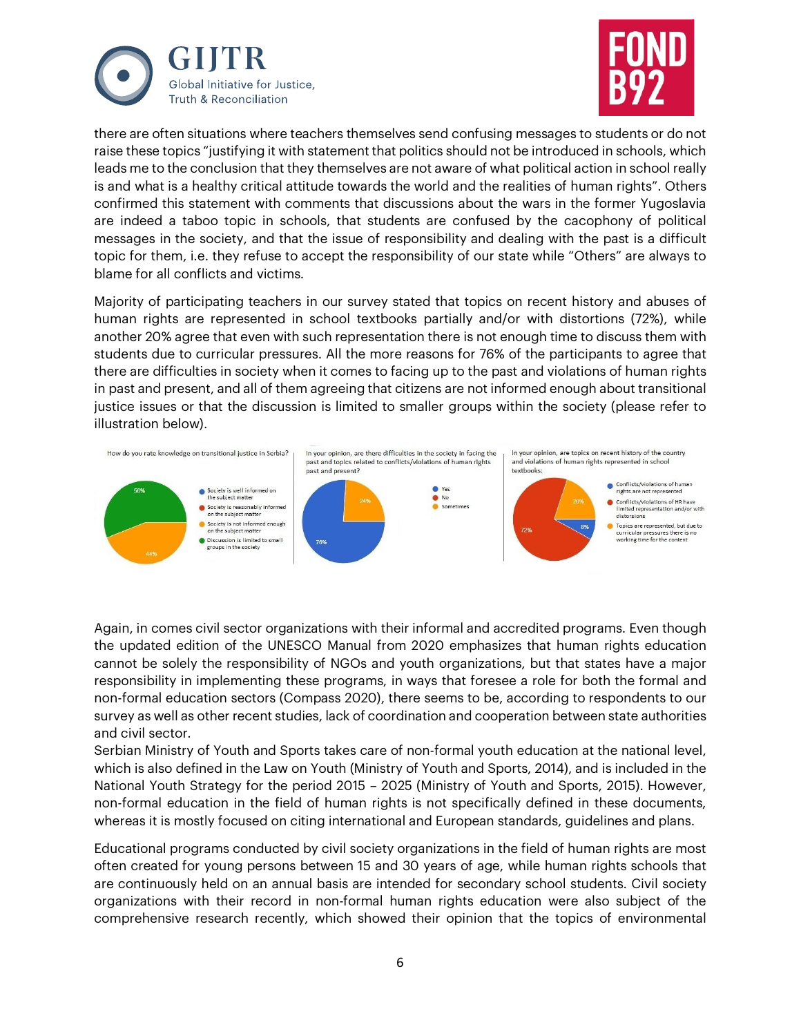there are often situations where teachers themselves send confusing messages to students or do not raise these topics "justifying it with statement that politics should not be introduced in schools, which leads me to the conclusion that they themselves are not aware of what political action in school really is and what is a healthy critical attitude towards the world and the realities of human rights". Others confirmed this statement with comments that discussions about the wars in the former Yugoslavia are indeed a taboo topic in schools, that students are confused by the cacophony of political messages in the society, and that the issue of responsibility and dealing with the past is a difficult topic for them, i.e. they refuse to accept the responsibility of our state while "Others" are always to blame for all conflicts and victims.

Majority of participating teachers in our survey stated that topics on recent history and abuses of human rights are represented in school textbooks partially and/or with distortions (72%), while another 20% agree that even with such representation there is not enough time to discuss them with students due to curricular pressures. All the more reasons for 76% of the participants to agree that there are difficulties in society when it comes to facing up to the past and violations of human rights in past and present, and all of them agreeing that citizens are not informed enough about transitional justice issues or that the discussion is limited to smaller groups within the society (please refer to illustration below).

How do you rate knowledge on transitional justice in Serbia?

- Society is well informed on the subject matter
- Society is reasonably informed on the subject matter
- Society is not informed enough on the subject matter: 44%
- Discussion is limited to small groups in the society: 56%

In your opinion, are there difficulties in the society in facing the past and topics related to conflicts/violations of human rights past and present?

- Yes: 76%
- No
- Sometimes: 24%

In your opinion, are topics on recent history of the country and violations of human rights represented in school textbooks:

- Conflicts/violations of human rights are not represented: 8%
- Conflicts/violations of HR have limited representation and/or with distorsions: 72%
- Topics are represented, but due to curricular pressures there is no working time for the content: 20%

Again, in comes civil sector organizations with their informal and accredited programs. Even though the updated edition of the UNESCO Manual from 2020 emphasizes that human rights education cannot be solely the responsibility of NGOs and youth organizations, but that states have a major responsibility in implementing these programs, in ways that foresee a role for both the formal and non-formal education sectors (Compass 2020), there seems to be, according to respondents to our survey as well as other recent studies, lack of coordination and cooperation between state authorities and civil sector.

Serbian Ministry of Youth and Sports takes care of non-formal youth education at the national level, which is also defined in the Law on Youth (Ministry of Youth and Sports, 2014), and is included in the National Youth Strategy for the period 2015 – 2025 (Ministry of Youth and Sports, 2015). However, non-formal education in the field of human rights is not specifically defined in these documents, whereas it is mostly focused on citing international and European standards, guidelines and plans.

Educational programs conducted by civil society organizations in the field of human rights are most often created for young persons between 15 and 30 years of age, while human rights schools that are continuously held on an annual basis are intended for secondary school students. Civil society organizations with their record in non-formal human rights education were also subject of the comprehensive research recently, which showed their opinion that the topics of environmental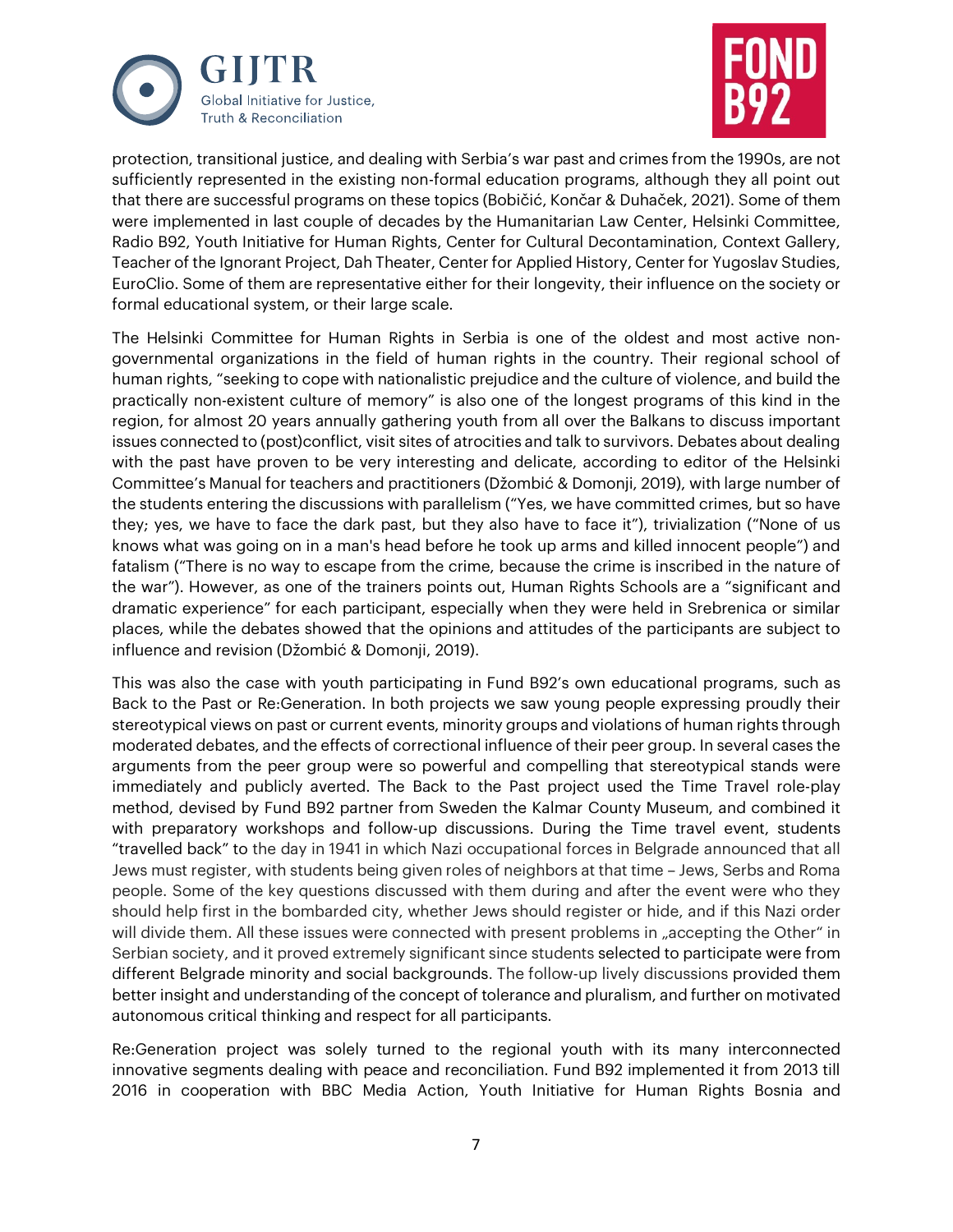protection, transitional justice, and dealing with Serbia's war past and crimes from the 1990s, are not sufficiently represented in the existing non-formal education programs, although they all point out that there are successful programs on these topics (Bobičić, Končar & Duhaček, 2021). Some of them were implemented in last couple of decades by the Humanitarian Law Center, Helsinki Committee, Radio B92, Youth Initiative for Human Rights, Center for Cultural Decontamination, Context Gallery, Teacher of the Ignorant Project, Dah Theater, Center for Applied History, Center for Yugoslav Studies, EuroClio. Some of them are representative either for their longevity, their influence on the society or formal educational system, or their large scale.

The Helsinki Committee for Human Rights in Serbia is one of the oldest and most active non-governmental organizations in the field of human rights in the country. Their regional school of human rights, "seeking to cope with nationalistic prejudice and the culture of violence, and build the practically non-existent culture of memory" is also one of the longest programs of this kind in the region, for almost 20 years annually gathering youth from all over the Balkans to discuss important issues connected to (post)conflict, visit sites of atrocities and talk to survivors. Debates about dealing with the past have proven to be very interesting and delicate, according to editor of the Helsinki Committee's Manual for teachers and practitioners (Džombić & Domonji, 2019), with large number of the students entering the discussions with parallelism ("Yes, we have committed crimes, but so have they; yes, we have to face the dark past, but they also have to face it"), trivialization ("None of us knows what was going on in a man's head before he took up arms and killed innocent people") and fatalism ("There is no way to escape from the crime, because the crime is inscribed in the nature of the war"). However, as one of the trainers points out, Human Rights Schools are a "significant and dramatic experience" for each participant, especially when they were held in Srebrenica or similar places, while the debates showed that the opinions and attitudes of the participants are subject to influence and revision (Džombić & Domonji, 2019).

This was also the case with youth participating in Fund B92's own educational programs, such as Back to the Past or Re:Generation. In both projects we saw young people expressing proudly their stereotypical views on past or current events, minority groups and violations of human rights through moderated debates, and the effects of correctional influence of their peer group. In several cases the arguments from the peer group were so powerful and compelling that stereotypical stands were immediately and publicly averted. The Back to the Past project used the Time Travel role-play method, devised by Fund B92 partner from Sweden the Kalmar County Museum, and combined it with preparatory workshops and follow-up discussions. During the Time travel event, students "travelled back" to the day in 1941 in which Nazi occupational forces in Belgrade announced that all Jews must register, with students being given roles of neighbors at that time – Jews, Serbs and Roma people. Some of the key questions discussed with them during and after the event were who they should help first in the bombarded city, whether Jews should register or hide, and if this Nazi order will divide them. All these issues were connected with present problems in „accepting the Other" in Serbian society, and it proved extremely significant since students selected to participate were from different Belgrade minority and social backgrounds. The follow-up lively discussions provided them better insight and understanding of the concept of tolerance and pluralism, and further on motivated autonomous critical thinking and respect for all participants.

Re:Generation project was solely turned to the regional youth with its many interconnected innovative segments dealing with peace and reconciliation. Fund B92 implemented it from 2013 till 2016 in cooperation with BBC Media Action, Youth Initiative for Human Rights Bosnia and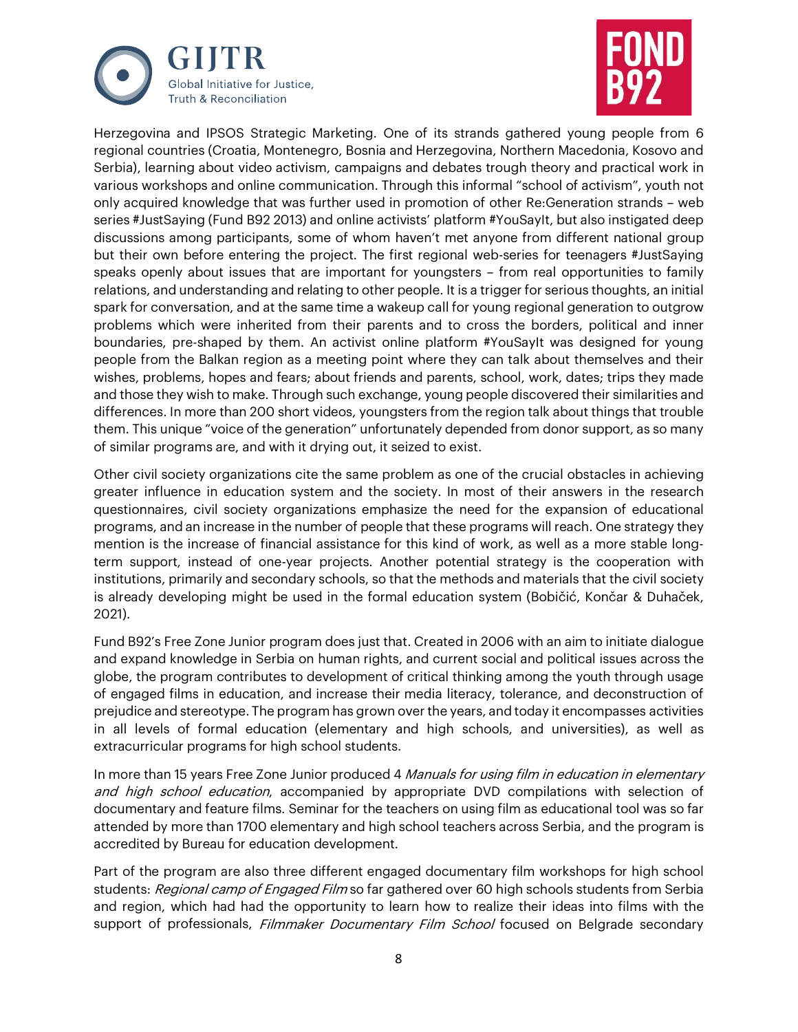Herzegovina and IPSOS Strategic Marketing. One of its strands gathered young people from 6 regional countries (Croatia, Montenegro, Bosnia and Herzegovina, Northern Macedonia, Kosovo and Serbia), learning about video activism, campaigns and debates trough theory and practical work in various workshops and online communication. Through this informal "school of activism", youth not only acquired knowledge that was further used in promotion of other Re:Generation strands – web series #JustSaying (Fund B92 2013) and online activists' platform #YouSayIt, but also instigated deep discussions among participants, some of whom haven't met anyone from different national group but their own before entering the project. The first regional web-series for teenagers #JustSaying speaks openly about issues that are important for youngsters – from real opportunities to family relations, and understanding and relating to other people. It is a trigger for serious thoughts, an initial spark for conversation, and at the same time a wakeup call for young regional generation to outgrow problems which were inherited from their parents and to cross the borders, political and inner boundaries, pre-shaped by them. An activist online platform #YouSayIt was designed for young people from the Balkan region as a meeting point where they can talk about themselves and their wishes, problems, hopes and fears; about friends and parents, school, work, dates; trips they made and those they wish to make. Through such exchange, young people discovered their similarities and differences. In more than 200 short videos, youngsters from the region talk about things that trouble them. This unique "voice of the generation" unfortunately depended from donor support, as so many of similar programs are, and with it drying out, it seized to exist.

Other civil society organizations cite the same problem as one of the crucial obstacles in achieving greater influence in education system and the society. In most of their answers in the research questionnaires, civil society organizations emphasize the need for the expansion of educational programs, and an increase in the number of people that these programs will reach. One strategy they mention is the increase of financial assistance for this kind of work, as well as a more stable long-term support, instead of one-year projects. Another potential strategy is the cooperation with institutions, primarily and secondary schools, so that the methods and materials that the civil society is already developing might be used in the formal education system (Bobičić, Končar & Duhaček, 2021).

Fund B92's Free Zone Junior program does just that. Created in 2006 with an aim to initiate dialogue and expand knowledge in Serbia on human rights, and current social and political issues across the globe, the program contributes to development of critical thinking among the youth through usage of engaged films in education, and increase their media literacy, tolerance, and deconstruction of prejudice and stereotype. The program has grown over the years, and today it encompasses activities in all levels of formal education (elementary and high schools, and universities), as well as extracurricular programs for high school students.

In more than 15 years Free Zone Junior produced 4 *Manuals for using film in education in elementary and high school education*, accompanied by appropriate DVD compilations with selection of documentary and feature films. Seminar for the teachers on using film as educational tool was so far attended by more than 1700 elementary and high school teachers across Serbia, and the program is accredited by Bureau for education development.

Part of the program are also three different engaged documentary film workshops for high school students: *Regional camp of Engaged Film* so far gathered over 60 high schools students from Serbia and region, which had had the opportunity to learn how to realize their ideas into films with the support of professionals, *Filmmaker Documentary Film School* focused on Belgrade secondary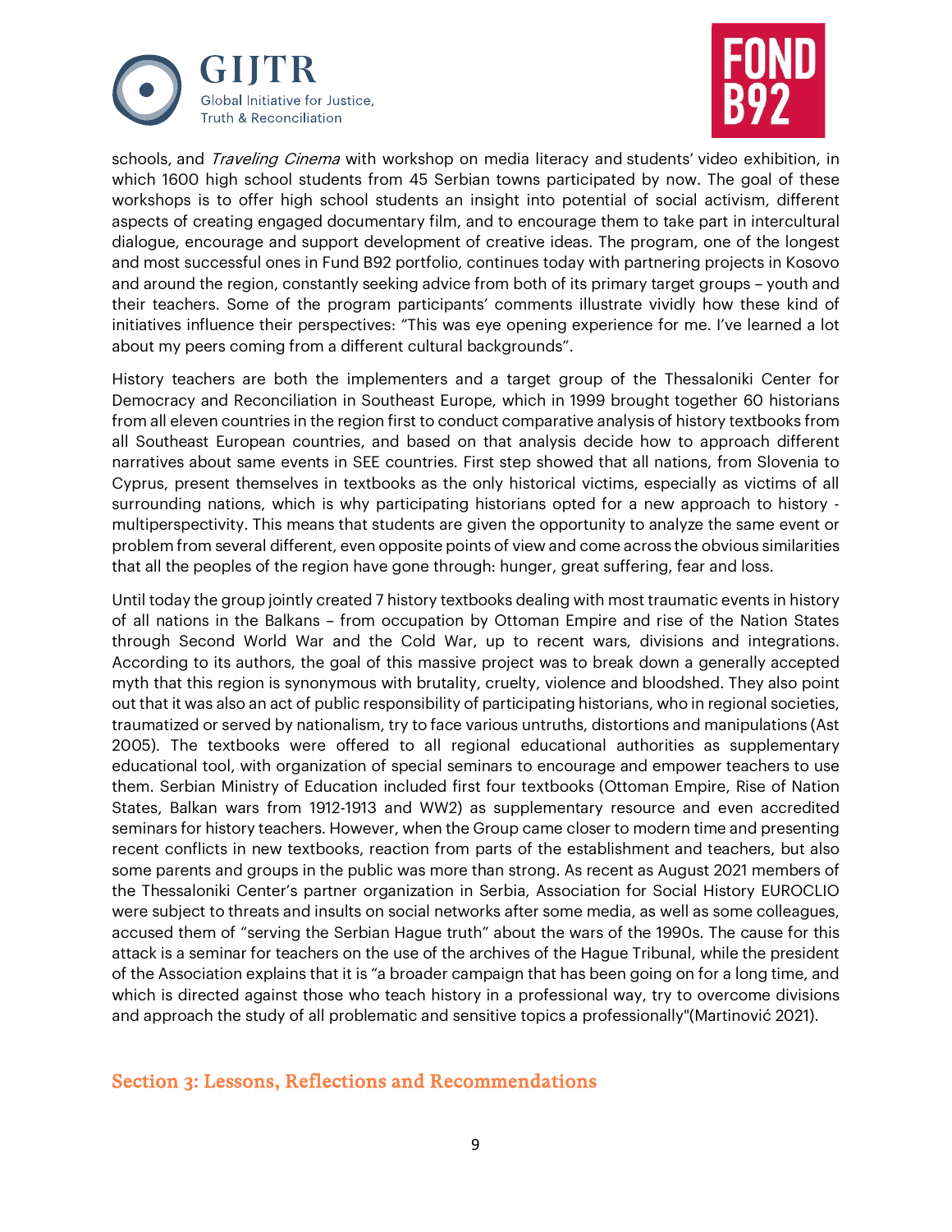schools, and *Traveling Cinema* with workshop on media literacy and students' video exhibition, in which 1600 high school students from 45 Serbian towns participated by now. The goal of these workshops is to offer high school students an insight into potential of social activism, different aspects of creating engaged documentary film, and to encourage them to take part in intercultural dialogue, encourage and support development of creative ideas. The program, one of the longest and most successful ones in Fund B92 portfolio, continues today with partnering projects in Kosovo and around the region, constantly seeking advice from both of its primary target groups – youth and their teachers. Some of the program participants' comments illustrate vividly how these kind of initiatives influence their perspectives: "This was eye opening experience for me. I've learned a lot about my peers coming from a different cultural backgrounds".

History teachers are both the implementers and a target group of the Thessaloniki Center for Democracy and Reconciliation in Southeast Europe, which in 1999 brought together 60 historians from all eleven countries in the region first to conduct comparative analysis of history textbooks from all Southeast European countries, and based on that analysis decide how to approach different narratives about same events in SEE countries. First step showed that all nations, from Slovenia to Cyprus, present themselves in textbooks as the only historical victims, especially as victims of all surrounding nations, which is why participating historians opted for a new approach to history - multiperspectivity. This means that students are given the opportunity to analyze the same event or problem from several different, even opposite points of view and come across the obvious similarities that all the peoples of the region have gone through: hunger, great suffering, fear and loss.

Until today the group jointly created 7 history textbooks dealing with most traumatic events in history of all nations in the Balkans – from occupation by Ottoman Empire and rise of the Nation States through Second World War and the Cold War, up to recent wars, divisions and integrations. According to its authors, the goal of this massive project was to break down a generally accepted myth that this region is synonymous with brutality, cruelty, violence and bloodshed. They also point out that it was also an act of public responsibility of participating historians, who in regional societies, traumatized or served by nationalism, try to face various untruths, distortions and manipulations (Ast 2005). The textbooks were offered to all regional educational authorities as supplementary educational tool, with organization of special seminars to encourage and empower teachers to use them. Serbian Ministry of Education included first four textbooks (Ottoman Empire, Rise of Nation States, Balkan wars from 1912-1913 and WW2) as supplementary resource and even accredited seminars for history teachers. However, when the Group came closer to modern time and presenting recent conflicts in new textbooks, reaction from parts of the establishment and teachers, but also some parents and groups in the public was more than strong. As recent as August 2021 members of the Thessaloniki Center's partner organization in Serbia, Association for Social History EUROCLIO were subject to threats and insults on social networks after some media, as well as some colleagues, accused them of "serving the Serbian Hague truth" about the wars of the 1990s. The cause for this attack is a seminar for teachers on the use of the archives of the Hague Tribunal, while the president of the Association explains that it is "a broader campaign that has been going on for a long time, and which is directed against those who teach history in a professional way, try to overcome divisions and approach the study of all problematic and sensitive topics a professionally"(Martinović 2021).

## Section 3: Lessons, Reflections and Recommendations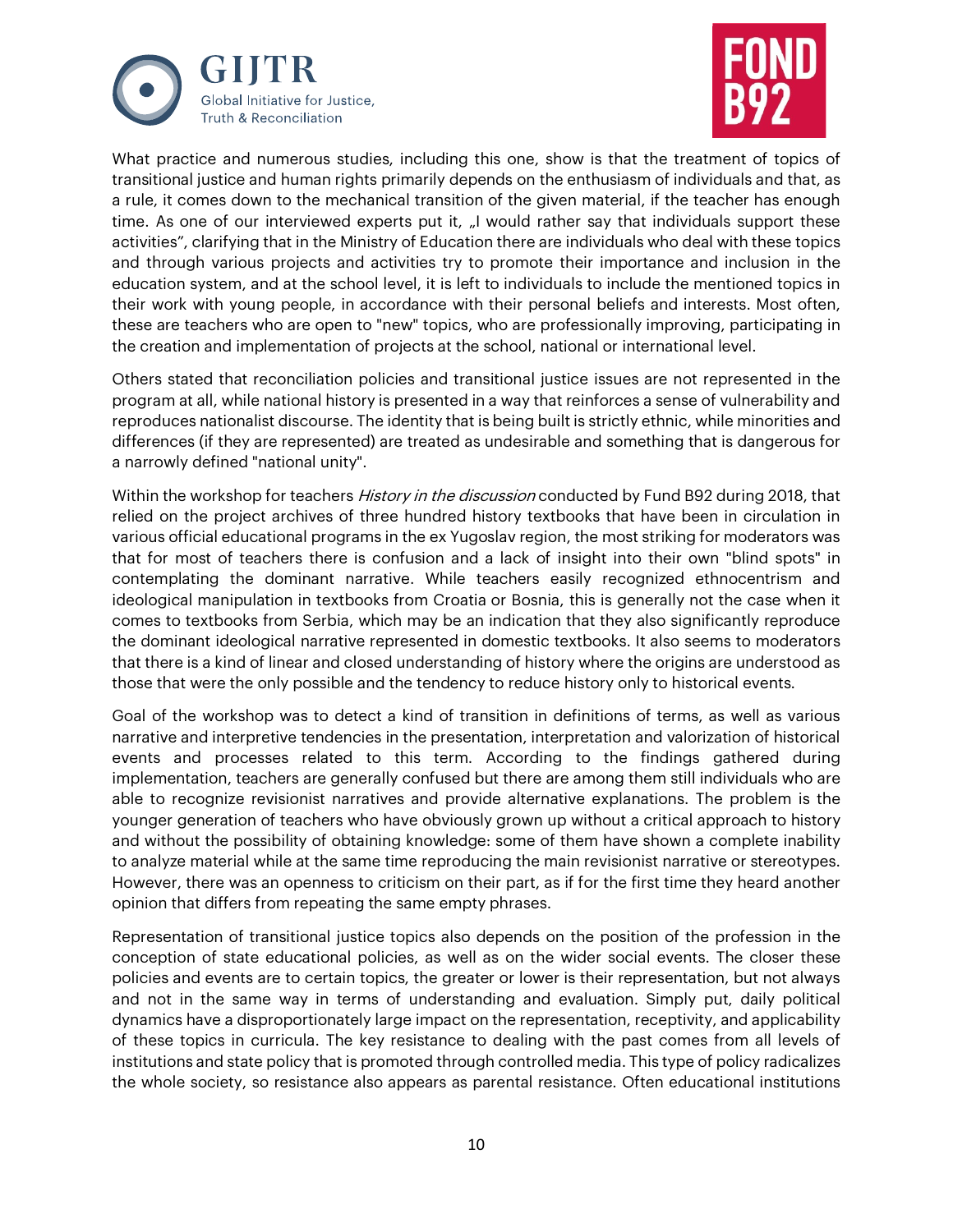What practice and numerous studies, including this one, show is that the treatment of topics of transitional justice and human rights primarily depends on the enthusiasm of individuals and that, as a rule, it comes down to the mechanical transition of the given material, if the teacher has enough time. As one of our interviewed experts put it, „I would rather say that individuals support these activities", clarifying that in the Ministry of Education there are individuals who deal with these topics and through various projects and activities try to promote their importance and inclusion in the education system, and at the school level, it is left to individuals to include the mentioned topics in their work with young people, in accordance with their personal beliefs and interests. Most often, these are teachers who are open to "new" topics, who are professionally improving, participating in the creation and implementation of projects at the school, national or international level.

Others stated that reconciliation policies and transitional justice issues are not represented in the program at all, while national history is presented in a way that reinforces a sense of vulnerability and reproduces nationalist discourse. The identity that is being built is strictly ethnic, while minorities and differences (if they are represented) are treated as undesirable and something that is dangerous for a narrowly defined "national unity".

Within the workshop for teachers *History in the discussion* conducted by Fund B92 during 2018, that relied on the project archives of three hundred history textbooks that have been in circulation in various official educational programs in the ex Yugoslav region, the most striking for moderators was that for most of teachers there is confusion and a lack of insight into their own "blind spots" in contemplating the dominant narrative. While teachers easily recognized ethnocentrism and ideological manipulation in textbooks from Croatia or Bosnia, this is generally not the case when it comes to textbooks from Serbia, which may be an indication that they also significantly reproduce the dominant ideological narrative represented in domestic textbooks. It also seems to moderators that there is a kind of linear and closed understanding of history where the origins are understood as those that were the only possible and the tendency to reduce history only to historical events.

Goal of the workshop was to detect a kind of transition in definitions of terms, as well as various narrative and interpretive tendencies in the presentation, interpretation and valorization of historical events and processes related to this term. According to the findings gathered during implementation, teachers are generally confused but there are among them still individuals who are able to recognize revisionist narratives and provide alternative explanations. The problem is the younger generation of teachers who have obviously grown up without a critical approach to history and without the possibility of obtaining knowledge: some of them have shown a complete inability to analyze material while at the same time reproducing the main revisionist narrative or stereotypes. However, there was an openness to criticism on their part, as if for the first time they heard another opinion that differs from repeating the same empty phrases.

Representation of transitional justice topics also depends on the position of the profession in the conception of state educational policies, as well as on the wider social events. The closer these policies and events are to certain topics, the greater or lower is their representation, but not always and not in the same way in terms of understanding and evaluation. Simply put, daily political dynamics have a disproportionately large impact on the representation, receptivity, and applicability of these topics in curricula. The key resistance to dealing with the past comes from all levels of institutions and state policy that is promoted through controlled media. This type of policy radicalizes the whole society, so resistance also appears as parental resistance. Often educational institutions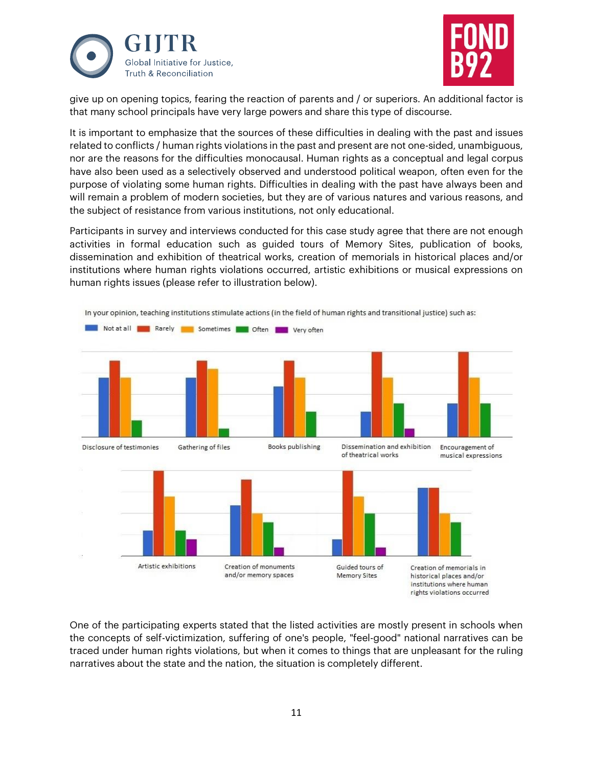give up on opening topics, fearing the reaction of parents and / or superiors. An additional factor is that many school principals have very large powers and share this type of discourse.

It is important to emphasize that the sources of these difficulties in dealing with the past and issues related to conflicts / human rights violations in the past and present are not one-sided, unambiguous, nor are the reasons for the difficulties monocausal. Human rights as a conceptual and legal corpus have also been used as a selectively observed and understood political weapon, often even for the purpose of violating some human rights. Difficulties in dealing with the past have always been and will remain a problem of modern societies, but they are of various natures and various reasons, and the subject of resistance from various institutions, not only educational.

Participants in survey and interviews conducted for this case study agree that there are not enough activities in formal education such as guided tours of Memory Sites, publication of books, dissemination and exhibition of theatrical works, creation of memorials in historical places and/or institutions where human rights violations occurred, artistic exhibitions or musical expressions on human rights issues (please refer to illustration below).

In your opinion, teaching institutions stimulate actions (in the field of human rights and transitional justice) such as:

Not at all | Rarely | Sometimes | Often | Very often

Disclosure of testimonies — Gathering of files — Books publishing — Dissemination and exhibition of theatrical works — Encouragement of musical expressions

Artistic exhibitions — Creation of monuments and/or memory spaces — Guided tours of Memory Sites — Creation of memorials in historical places and/or institutions where human rights violations occurred

One of the participating experts stated that the listed activities are mostly present in schools when the concepts of self-victimization, suffering of one's people, "feel-good" national narratives can be traced under human rights violations, but when it comes to things that are unpleasant for the ruling narratives about the state and the nation, the situation is completely different.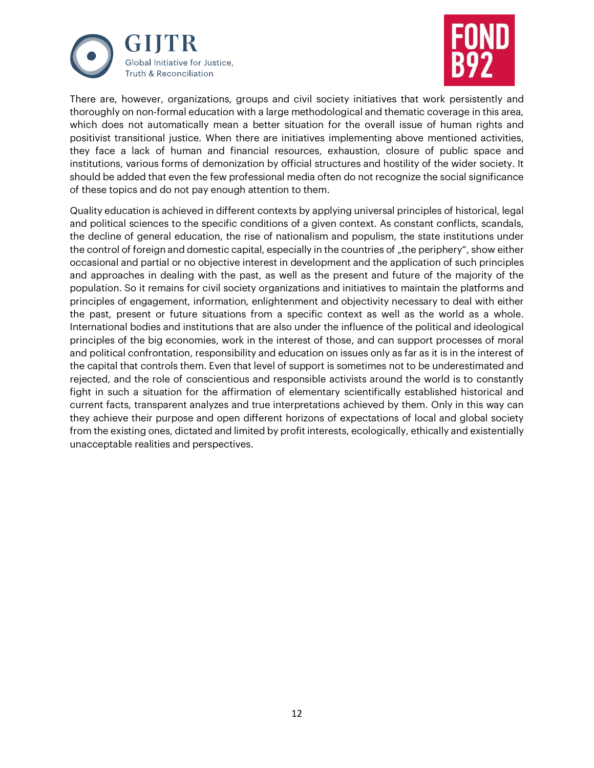There are, however, organizations, groups and civil society initiatives that work persistently and thoroughly on non-formal education with a large methodological and thematic coverage in this area, which does not automatically mean a better situation for the overall issue of human rights and positivist transitional justice. When there are initiatives implementing above mentioned activities, they face a lack of human and financial resources, exhaustion, closure of public space and institutions, various forms of demonization by official structures and hostility of the wider society. It should be added that even the few professional media often do not recognize the social significance of these topics and do not pay enough attention to them.

Quality education is achieved in different contexts by applying universal principles of historical, legal and political sciences to the specific conditions of a given context. As constant conflicts, scandals, the decline of general education, the rise of nationalism and populism, the state institutions under the control of foreign and domestic capital, especially in the countries of „the periphery", show either occasional and partial or no objective interest in development and the application of such principles and approaches in dealing with the past, as well as the present and future of the majority of the population. So it remains for civil society organizations and initiatives to maintain the platforms and principles of engagement, information, enlightenment and objectivity necessary to deal with either the past, present or future situations from a specific context as well as the world as a whole. International bodies and institutions that are also under the influence of the political and ideological principles of the big economies, work in the interest of those, and can support processes of moral and political confrontation, responsibility and education on issues only as far as it is in the interest of the capital that controls them. Even that level of support is sometimes not to be underestimated and rejected, and the role of conscientious and responsible activists around the world is to constantly fight in such a situation for the affirmation of elementary scientifically established historical and current facts, transparent analyzes and true interpretations achieved by them. Only in this way can they achieve their purpose and open different horizons of expectations of local and global society from the existing ones, dictated and limited by profit interests, ecologically, ethically and existentially unacceptable realities and perspectives.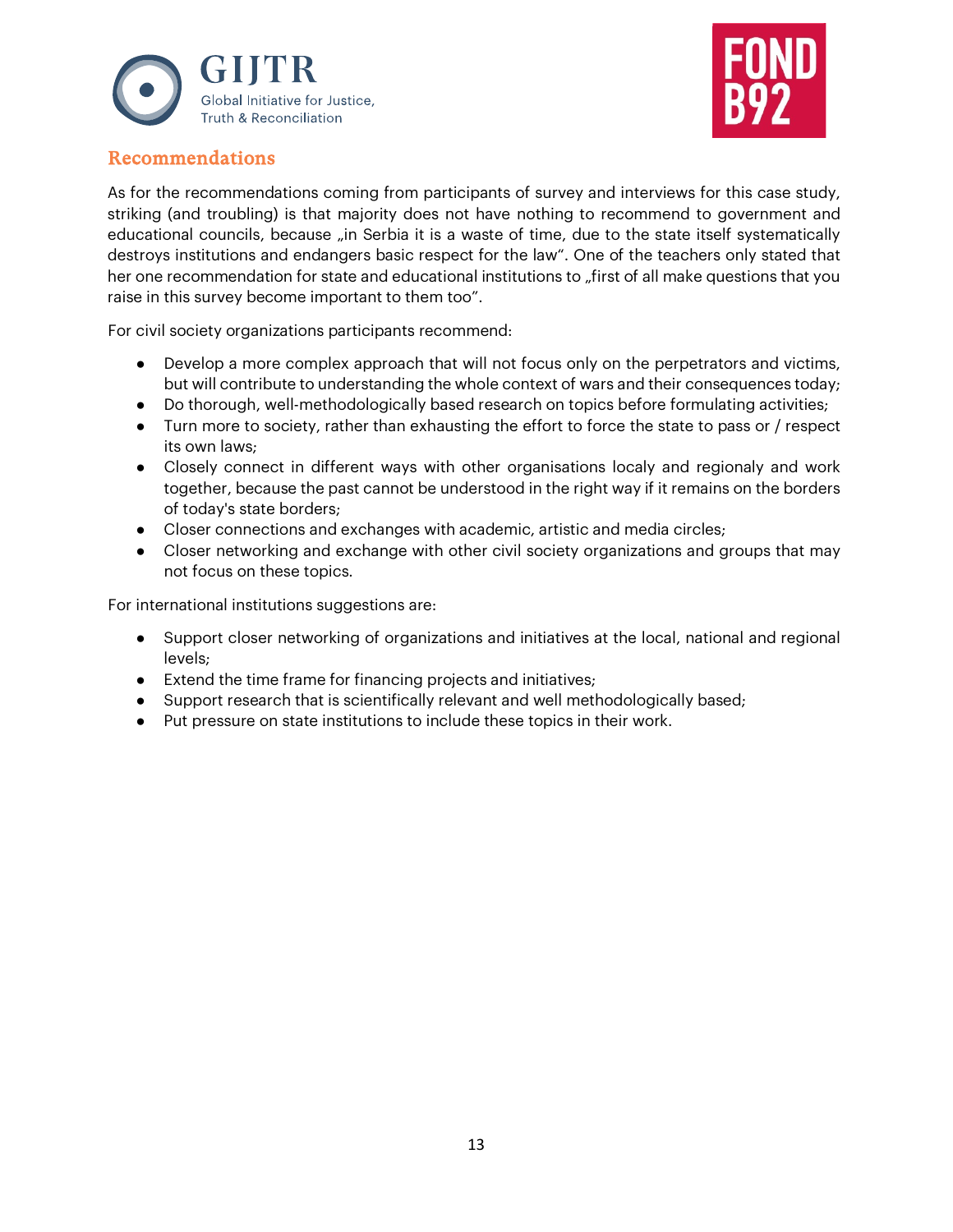## Recommendations

As for the recommendations coming from participants of survey and interviews for this case study, striking (and troubling) is that majority does not have nothing to recommend to government and educational councils, because „in Serbia it is a waste of time, due to the state itself systematically destroys institutions and endangers basic respect for the law". One of the teachers only stated that her one recommendation for state and educational institutions to „first of all make questions that you raise in this survey become important to them too".

For civil society organizations participants recommend:

- Develop a more complex approach that will not focus only on the perpetrators and victims, but will contribute to understanding the whole context of wars and their consequences today;
- Do thorough, well-methodologically based research on topics before formulating activities;
- Turn more to society, rather than exhausting the effort to force the state to pass or / respect its own laws;
- Closely connect in different ways with other organisations localy and regionaly and work together, because the past cannot be understood in the right way if it remains on the borders of today's state borders;
- Closer connections and exchanges with academic, artistic and media circles;
- Closer networking and exchange with other civil society organizations and groups that may not focus on these topics.

For international institutions suggestions are:

- Support closer networking of organizations and initiatives at the local, national and regional levels;
- Extend the time frame for financing projects and initiatives;
- Support research that is scientifically relevant and well methodologically based;
- Put pressure on state institutions to include these topics in their work.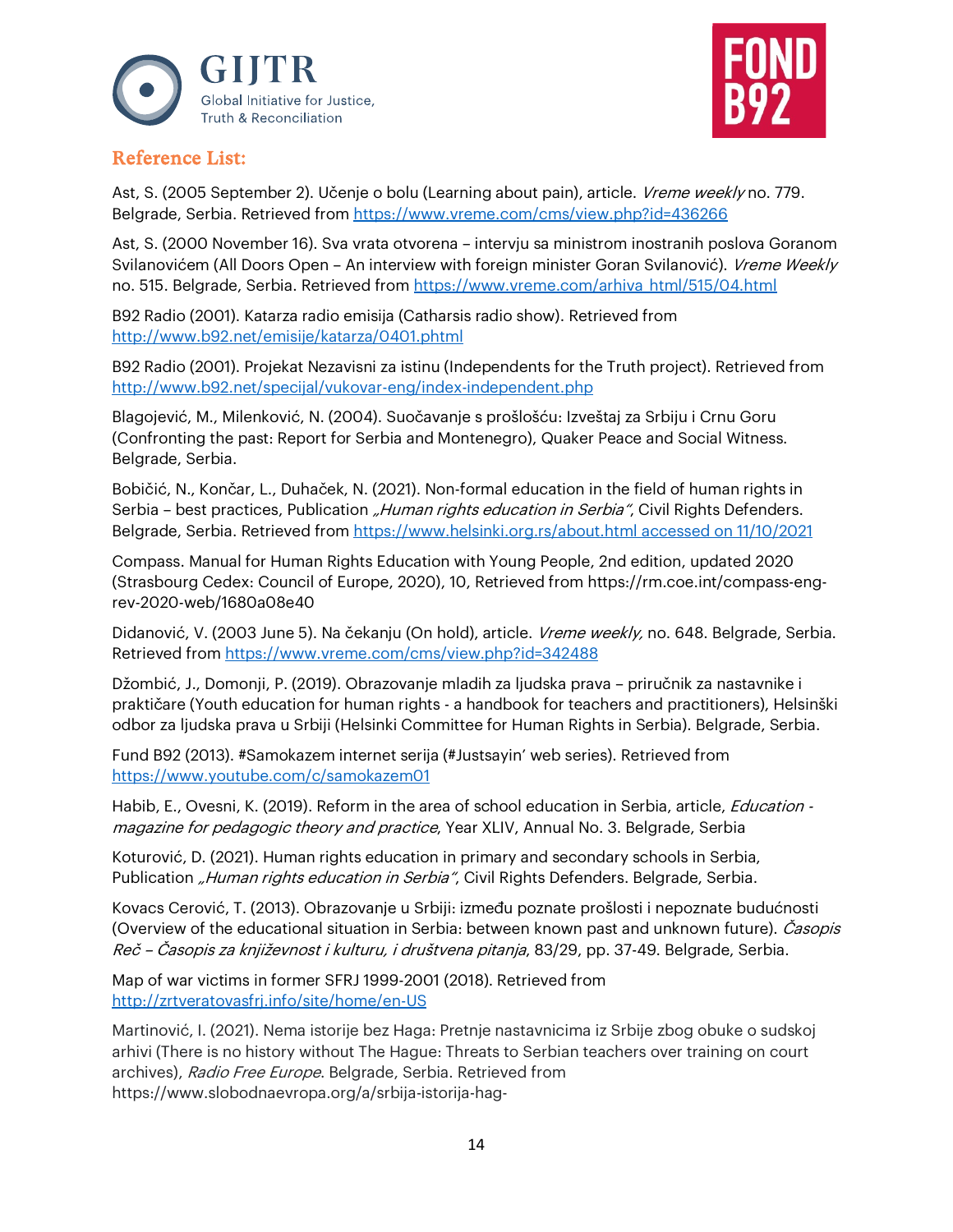## Reference List:

Ast, S. (2005 September 2). Učenje o bolu (Learning about pain), article. *Vreme weekly* no. 779. Belgrade, Serbia. Retrieved from https://www.vreme.com/cms/view.php?id=436266

Ast, S. (2000 November 16). Sva vrata otvorena – intervju sa ministrom inostranih poslova Goranom Svilanovićem (All Doors Open – An interview with foreign minister Goran Svilanović). *Vreme Weekly* no. 515. Belgrade, Serbia. Retrieved from https://www.vreme.com/arhiva_html/515/04.html

B92 Radio (2001). Katarza radio emisija (Catharsis radio show). Retrieved from http://www.b92.net/emisije/katarza/0401.phtml

B92 Radio (2001). Projekat Nezavisni za istinu (Independents for the Truth project). Retrieved from http://www.b92.net/specijal/vukovar-eng/index-independent.php

Blagojević, M., Milenković, N. (2004). Suočavanje s prošlošću: Izveštaj za Srbiju i Crnu Goru (Confronting the past: Report for Serbia and Montenegro), Quaker Peace and Social Witness. Belgrade, Serbia.

Bobičić, N., Končar, L., Duhaček, N. (2021). Non-formal education in the field of human rights in Serbia – best practices, Publication *„Human rights education in Serbia"*, Civil Rights Defenders. Belgrade, Serbia. Retrieved from https://www.helsinki.org.rs/about.html accessed on 11/10/2021

Compass. Manual for Human Rights Education with Young People, 2nd edition, updated 2020 (Strasbourg Cedex: Council of Europe, 2020), 10, Retrieved from https://rm.coe.int/compass-eng-rev-2020-web/1680a08e40

Didanović, V. (2003 June 5). Na čekanju (On hold), article. *Vreme weekly,* no. 648. Belgrade, Serbia. Retrieved from https://www.vreme.com/cms/view.php?id=342488

Džombić, J., Domonji, P. (2019). Obrazovanje mladih za ljudska prava – priručnik za nastavnike i praktičare (Youth education for human rights - a handbook for teachers and practitioners), Helsinški odbor za ljudska prava u Srbiji (Helsinki Committee for Human Rights in Serbia). Belgrade, Serbia.

Fund B92 (2013). #Samokazem internet serija (#Justsayin' web series). Retrieved from https://www.youtube.com/c/samokazem01

Habib, E., Ovesni, K. (2019). Reform in the area of school education in Serbia, article, *Education - magazine for pedagogic theory and practice*, Year XLIV, Annual No. 3. Belgrade, Serbia

Koturović, D. (2021). Human rights education in primary and secondary schools in Serbia, Publication *„Human rights education in Serbia"*, Civil Rights Defenders. Belgrade, Serbia.

Kovacs Cerović, T. (2013). Obrazovanje u Srbiji: između poznate prošlosti i nepoznate budućnosti (Overview of the educational situation in Serbia: between known past and unknown future). *Časopis Reč – Časopis za književnost i kulturu, i društvena pitanja*, 83/29, pp. 37-49. Belgrade, Serbia.

Map of war victims in former SFRJ 1999-2001 (2018). Retrieved from http://zrtveratovasfrj.info/site/home/en-US

Martinović, I. (2021). Nema istorije bez Haga: Pretnje nastavnicima iz Srbije zbog obuke o sudskoj arhivi (There is no history without The Hague: Threats to Serbian teachers over training on court archives), *Radio Free Europe*. Belgrade, Serbia. Retrieved from https://www.slobodnaevropa.org/a/srbija-istorija-hag-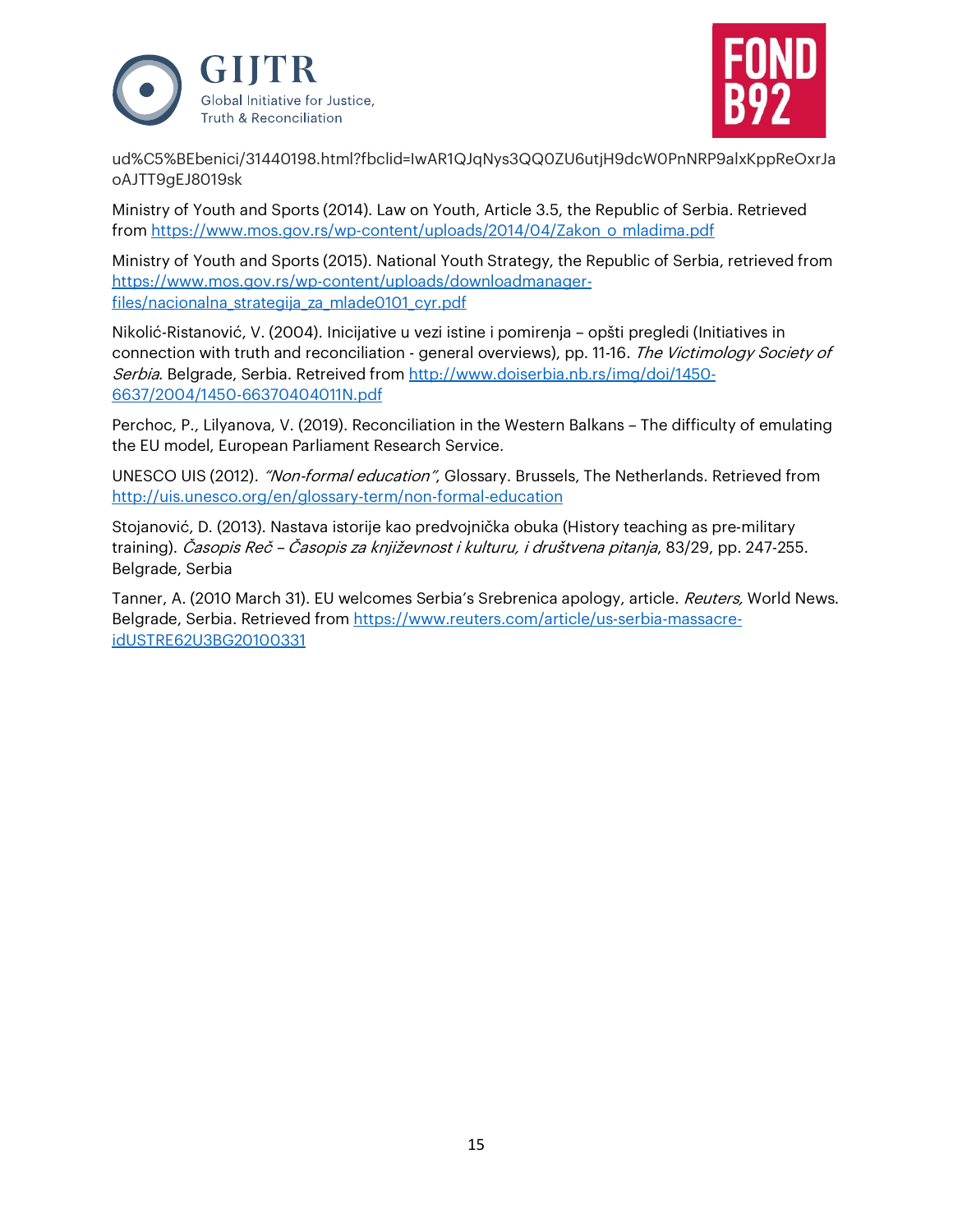ud%C5%BEbenici/31440198.html?fbclid=IwAR1QJqNys3QQ0ZU6utjH9dcW0PnNRP9alxKppReOxrJaoAJTT9gEJ8019sk

Ministry of Youth and Sports (2014). Law on Youth, Article 3.5, the Republic of Serbia. Retrieved from https://www.mos.gov.rs/wp-content/uploads/2014/04/Zakon_o_mladima.pdf

Ministry of Youth and Sports (2015). National Youth Strategy, the Republic of Serbia, retrieved from https://www.mos.gov.rs/wp-content/uploads/downloadmanager-files/nacionalna_strategija_za_mlade0101_cyr.pdf

Nikolić-Ristanović, V. (2004). Inicijative u vezi istine i pomirenja – opšti pregledi (Initiatives in connection with truth and reconciliation - general overviews), pp. 11-16. *The Victimology Society of Serbia*. Belgrade, Serbia. Retreived from http://www.doiserbia.nb.rs/img/doi/1450-6637/2004/1450-66370404011N.pdf

Perchoc, P., Lilyanova, V. (2019). Reconciliation in the Western Balkans – The difficulty of emulating the EU model, European Parliament Research Service.

UNESCO UIS (2012). *"Non-formal education"*, Glossary. Brussels, The Netherlands. Retrieved from http://uis.unesco.org/en/glossary-term/non-formal-education

Stojanović, D. (2013). Nastava istorije kao predvojnička obuka (History teaching as pre-military training). *Časopis Reč – Časopis za književnost i kulturu, i društvena pitanja*, 83/29, pp. 247-255. Belgrade, Serbia

Tanner, A. (2010 March 31). EU welcomes Serbia's Srebrenica apology, article. *Reuters,* World News. Belgrade, Serbia. Retrieved from https://www.reuters.com/article/us-serbia-massacre-idUSTRE62U3BG20100331